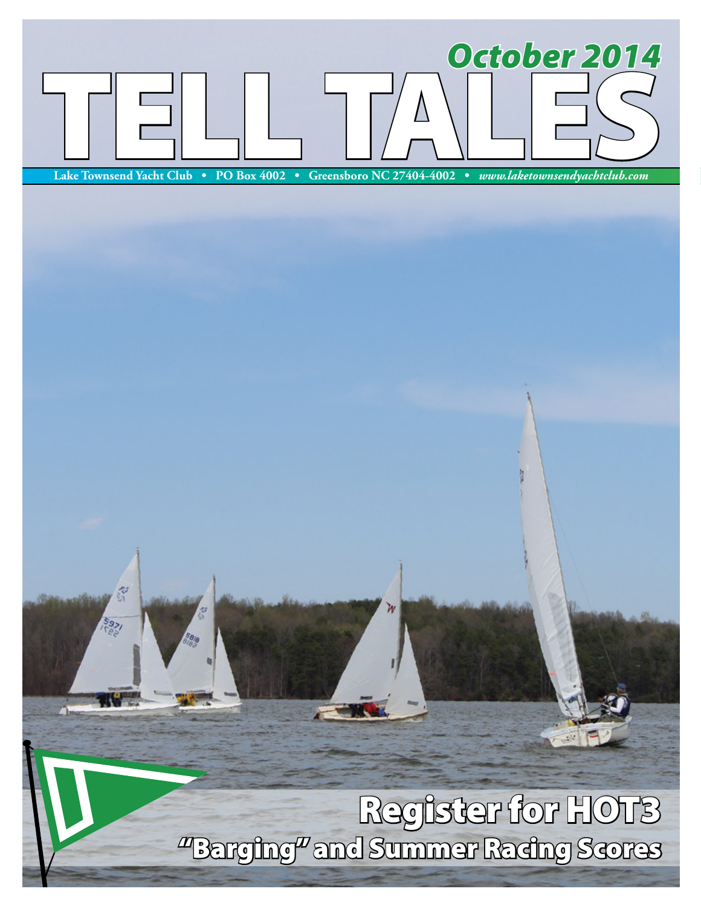# TELL TALES

October 2014

Lake Townsend Yacht Club • PO Box 4002 • Greensboro NC 27404-4002 • *www.laketownsendyachtclub.com*

## Register for HOT3

## "Barging" and Summer Racing Scores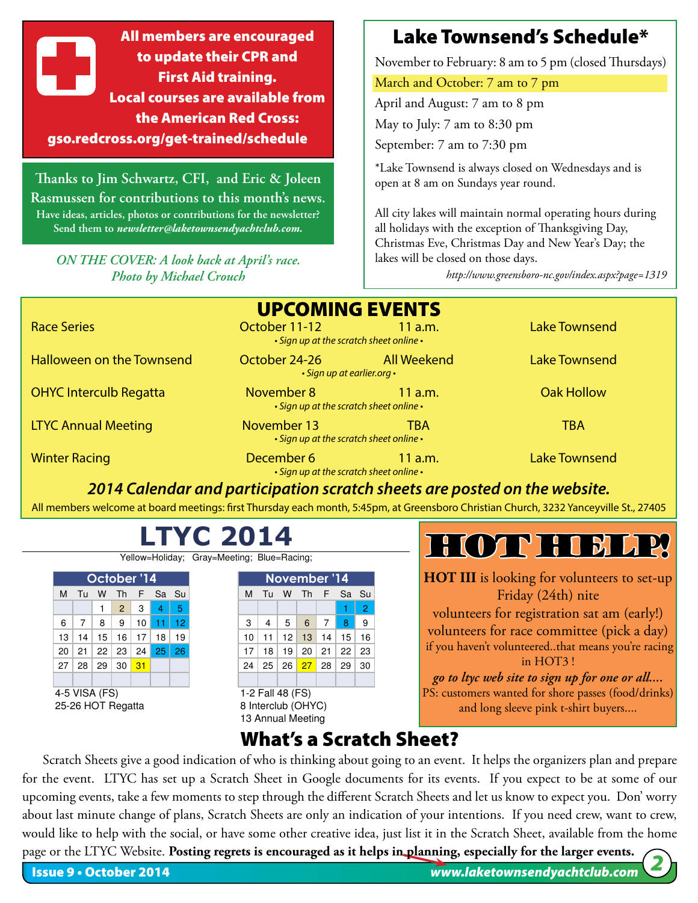**All members are encouraged to update their CPR and First Aid training. Local courses are available from the American Red Cross: gso.redcross.org/get-trained/schedule**

Thanks to Jim Schwartz, CFI, and Eric & Joleen Rasmussen for contributions to this month's news.
Have ideas, articles, photos or contributions for the newsletter? Send them to *newsletter@laketownsendyachtclub.com.*

*ON THE COVER: A look back at April's race. Photo by Michael Crouch*

## Lake Townsend's Schedule*

November to February: 8 am to 5 pm (closed Thursdays)

March and October: 7 am to 7 pm

April and August: 7 am to 8 pm

May to July: 7 am to 8:30 pm

September: 7 am to 7:30 pm

*Lake Townsend is always closed on Wednesdays and is open at 8 am on Sundays year round.

All city lakes will maintain normal operating hours during all holidays with the exception of Thanksgiving Day, Christmas Eve, Christmas Day and New Year's Day; the lakes will be closed on those days.

*http://www.greensboro-nc.gov/index.aspx?page=1319*

## UPCOMING EVENTS

| Event | Date | Time | Location |
|---|---|---|---|
| Race Series | October 11-12 | 11 a.m. | Lake Townsend |
| | *• Sign up at the scratch sheet online •* | | |
| Halloween on the Townsend | October 24-26 | All Weekend | Lake Townsend |
| | *• Sign up at earlier.org •* | | |
| OHYC Interculb Regatta | November 8 | 11 a.m. | Oak Hollow |
| | *• Sign up at the scratch sheet online •* | | |
| LTYC Annual Meeting | November 13 | TBA | TBA |
| | *• Sign up at the scratch sheet online •* | | |
| Winter Racing | December 6 | 11 a.m. | Lake Townsend |
| | *• Sign up at the scratch sheet online •* | | |

***2014 Calendar and participation scratch sheets are posted on the website.***

All members welcome at board meetings: first Thursday each month, 5:45pm, at Greensboro Christian Church, 3232 Yanceyville St., 27405

## LTYC 2014

Yellow=Holiday; Gray=Meeting; Blue=Racing;

**October '14**

| M | Tu | W | Th | F | Sa | Su |
|---|---|---|---|---|---|---|
| | | 1 | 2 | 3 | 4 | 5 |
| 6 | 7 | 8 | 9 | 10 | 11 | 12 |
| 13 | 14 | 15 | 16 | 17 | 18 | 19 |
| 20 | 21 | 22 | 23 | 24 | 25 | 26 |
| 27 | 28 | 29 | 30 | 31 | | |

4-5 VISA (FS)
25-26 HOT Regatta

**November '14**

| M | Tu | W | Th | F | Sa | Su |
|---|---|---|---|---|---|---|
| | | | | | 1 | 2 |
| 3 | 4 | 5 | 6 | 7 | 8 | 9 |
| 10 | 11 | 12 | 13 | 14 | 15 | 16 |
| 17 | 18 | 19 | 20 | 21 | 22 | 23 |
| 24 | 25 | 26 | 27 | 28 | 29 | 30 |

1-2 Fall 48 (FS)
8 Interclub (OHYC)
13 Annual Meeting

## HOT HELP!

**HOT III** is looking for volunteers to set-up Friday (24th) nite
volunteers for registration sat am (early!)
volunteers for race committee (pick a day)
if you haven't volunteered..that means you're racing in HOT3 !
***go to ltyc web site to sign up for one or all....***
PS: customers wanted for shore passes (food/drinks) and long sleeve pink t-shirt buyers....

## What's a Scratch Sheet?

Scratch Sheets give a good indication of who is thinking about going to an event. It helps the organizers plan and prepare for the event. LTYC has set up a Scratch Sheet in Google documents for its events. If you expect to be at some of our upcoming events, take a few moments to step through the different Scratch Sheets and let us know to expect you. Don' worry about last minute change of plans, Scratch Sheets are only an indication of your intentions. If you need crew, want to crew, would like to help with the social, or have some other creative idea, just list it in the Scratch Sheet, available from the home page or the LTYC Website. **Posting regrets is encouraged as it helps in planning, especially for the larger events.**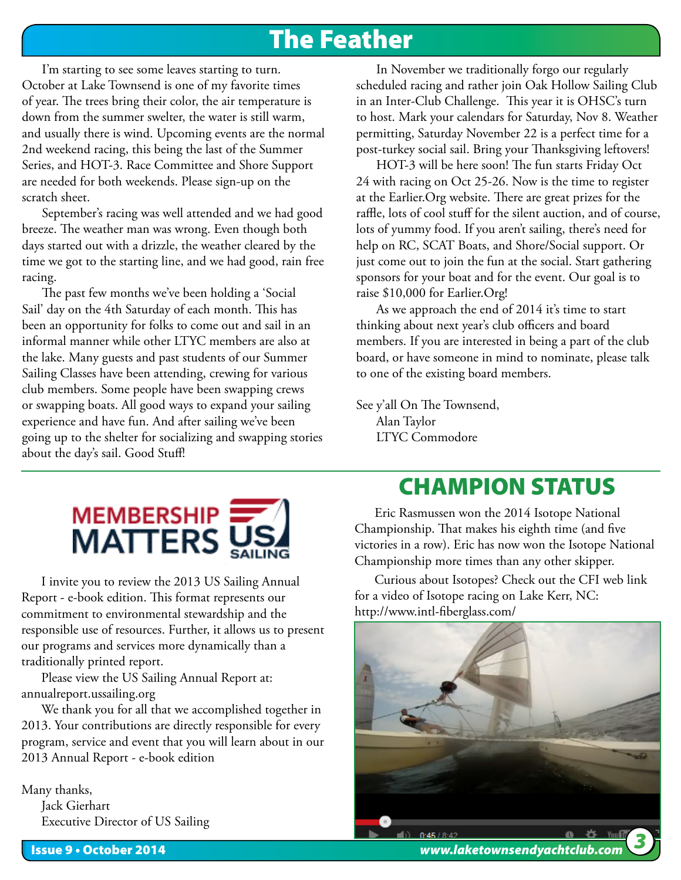# The Feather

I'm starting to see some leaves starting to turn. October at Lake Townsend is one of my favorite times of year. The trees bring their color, the air temperature is down from the summer swelter, the water is still warm, and usually there is wind. Upcoming events are the normal 2nd weekend racing, this being the last of the Summer Series, and HOT-3. Race Committee and Shore Support are needed for both weekends. Please sign-up on the scratch sheet.

September's racing was well attended and we had good breeze. The weather man was wrong. Even though both days started out with a drizzle, the weather cleared by the time we got to the starting line, and we had good, rain free racing.

The past few months we've been holding a 'Social Sail' day on the 4th Saturday of each month. This has been an opportunity for folks to come out and sail in an informal manner while other LTYC members are also at the lake. Many guests and past students of our Summer Sailing Classes have been attending, crewing for various club members. Some people have been swapping crews or swapping boats. All good ways to expand your sailing experience and have fun. And after sailing we've been going up to the shelter for socializing and swapping stories about the day's sail. Good Stuff!

In November we traditionally forgo our regularly scheduled racing and rather join Oak Hollow Sailing Club in an Inter-Club Challenge. This year it is OHSC's turn to host. Mark your calendars for Saturday, Nov 8. Weather permitting, Saturday November 22 is a perfect time for a post-turkey social sail. Bring your Thanksgiving leftovers!

HOT-3 will be here soon! The fun starts Friday Oct 24 with racing on Oct 25-26. Now is the time to register at the Earlier.Org website. There are great prizes for the raffle, lots of cool stuff for the silent auction, and of course, lots of yummy food. If you aren't sailing, there's need for help on RC, SCAT Boats, and Shore/Social support. Or just come out to join the fun at the social. Start gathering sponsors for your boat and for the event. Our goal is to raise $10,000 for Earlier.Org!

As we approach the end of 2014 it's time to start thinking about next year's club officers and board members. If you are interested in being a part of the club board, or have someone in mind to nominate, please talk to one of the existing board members.

See y'all On The Townsend,
Alan Taylor
LTYC Commodore

## MEMBERSHIP MATTERS US SAILING

I invite you to review the 2013 US Sailing Annual Report - e-book edition. This format represents our commitment to environmental stewardship and the responsible use of resources. Further, it allows us to present our programs and services more dynamically than a traditionally printed report.

Please view the US Sailing Annual Report at: annualreport.ussailing.org

We thank you for all that we accomplished together in 2013. Your contributions are directly responsible for every program, service and event that you will learn about in our 2013 Annual Report - e-book edition

Many thanks,
Jack Gierhart
Executive Director of US Sailing

## CHAMPION STATUS

Eric Rasmussen won the 2014 Isotope National Championship. That makes his eighth time (and five victories in a row). Eric has now won the Isotope National Championship more times than any other skipper.

Curious about Isotopes? Check out the CFI web link for a video of Isotope racing on Lake Kerr, NC: http://www.intl-fiberglass.com/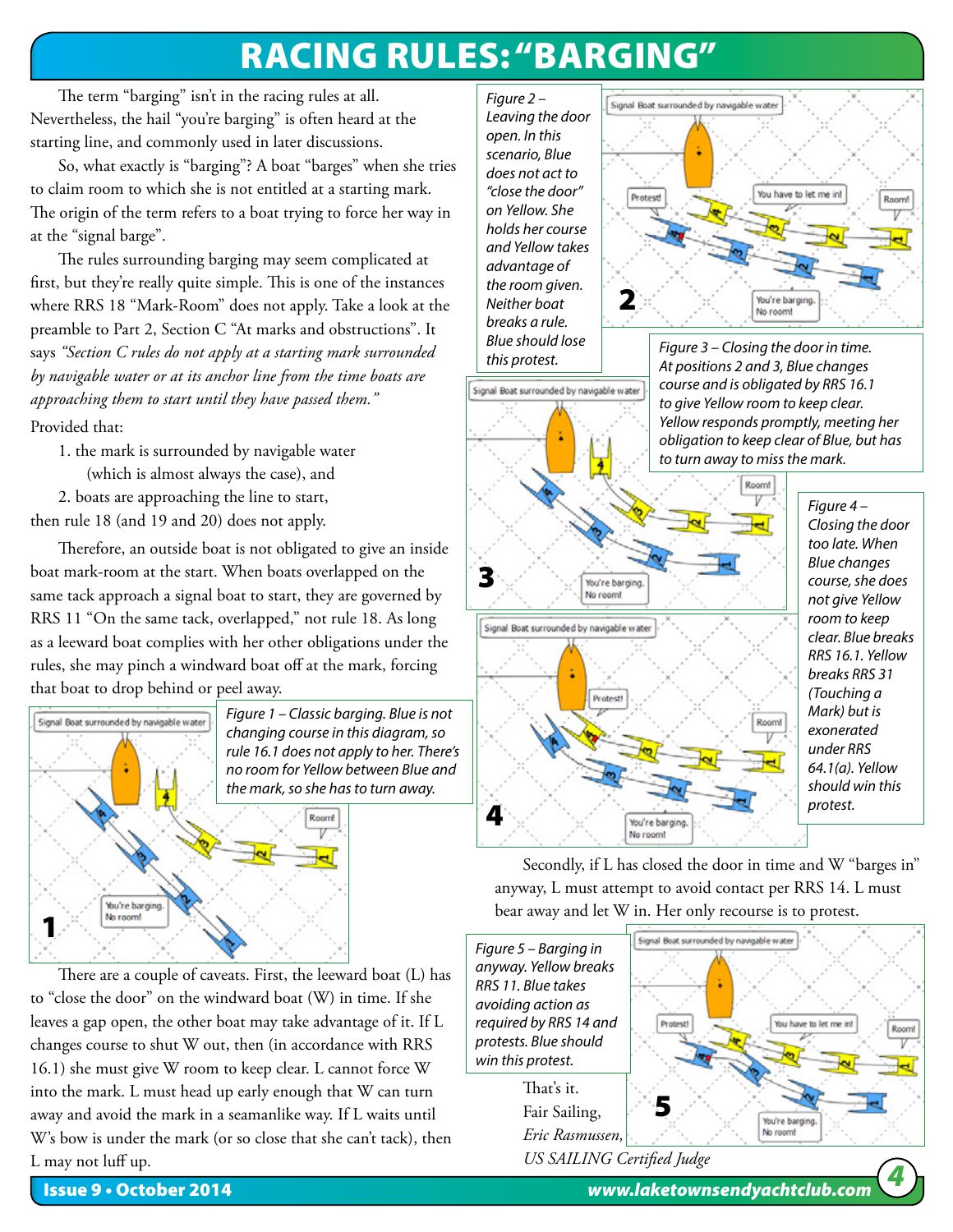# RACING RULES: "BARGING"

The term "barging" isn't in the racing rules at all. Nevertheless, the hail "you're barging" is often heard at the starting line, and commonly used in later discussions.

So, what exactly is "barging"? A boat "barges" when she tries to claim room to which she is not entitled at a starting mark. The origin of the term refers to a boat trying to force her way in at the "signal barge".

The rules surrounding barging may seem complicated at first, but they're really quite simple. This is one of the instances where RRS 18 "Mark-Room" does not apply. Take a look at the preamble to Part 2, Section C "At marks and obstructions". It says *"Section C rules do not apply at a starting mark surrounded by navigable water or at its anchor line from the time boats are approaching them to start until they have passed them."*

Provided that:

1. the mark is surrounded by navigable water (which is almost always the case), and
2. boats are approaching the line to start,

then rule 18 (and 19 and 20) does not apply.

Therefore, an outside boat is not obligated to give an inside boat mark-room at the start. When boats overlapped on the same tack approach a signal boat to start, they are governed by RRS 11 "On the same tack, overlapped," not rule 18. As long as a leeward boat complies with her other obligations under the rules, she may pinch a windward boat off at the mark, forcing that boat to drop behind or peel away.

*Figure 1 – Classic barging. Blue is not changing course in this diagram, so rule 16.1 does not apply to her. There's no room for Yellow between Blue and the mark, so she has to turn away.*

There are a couple of caveats. First, the leeward boat (L) has to "close the door" on the windward boat (W) in time. If she leaves a gap open, the other boat may take advantage of it. If L changes course to shut W out, then (in accordance with RRS 16.1) she must give W room to keep clear. L cannot force W into the mark. L must head up early enough that W can turn away and avoid the mark in a seamanlike way. If L waits until W's bow is under the mark (or so close that she can't tack), then L may not luff up.

*Figure 2 – Leaving the door open. In this scenario, Blue does not act to "close the door" on Yellow. She holds her course and Yellow takes advantage of the room given. Neither boat breaks a rule. Blue should lose this protest.*

*Figure 3 – Closing the door in time. At positions 2 and 3, Blue changes course and is obligated by RRS 16.1 to give Yellow room to keep clear. Yellow responds promptly, meeting her obligation to keep clear of Blue, but has to turn away to miss the mark.*

*Figure 4 – Closing the door too late. When Blue changes course, she does not give Yellow room to keep clear. Blue breaks RRS 16.1. Yellow breaks RRS 31 (Touching a Mark) but is exonerated under RRS 64.1(a). Yellow should win this protest.*

Secondly, if L has closed the door in time and W "barges in" anyway, L must attempt to avoid contact per RRS 14. L must bear away and let W in. Her only recourse is to protest.

*Figure 5 – Barging in anyway. Yellow breaks RRS 11. Blue takes avoiding action as required by RRS 14 and protests. Blue should win this protest.*

That's it.
Fair Sailing,
*Eric Rasmussen,*
*US SAILING Certified Judge*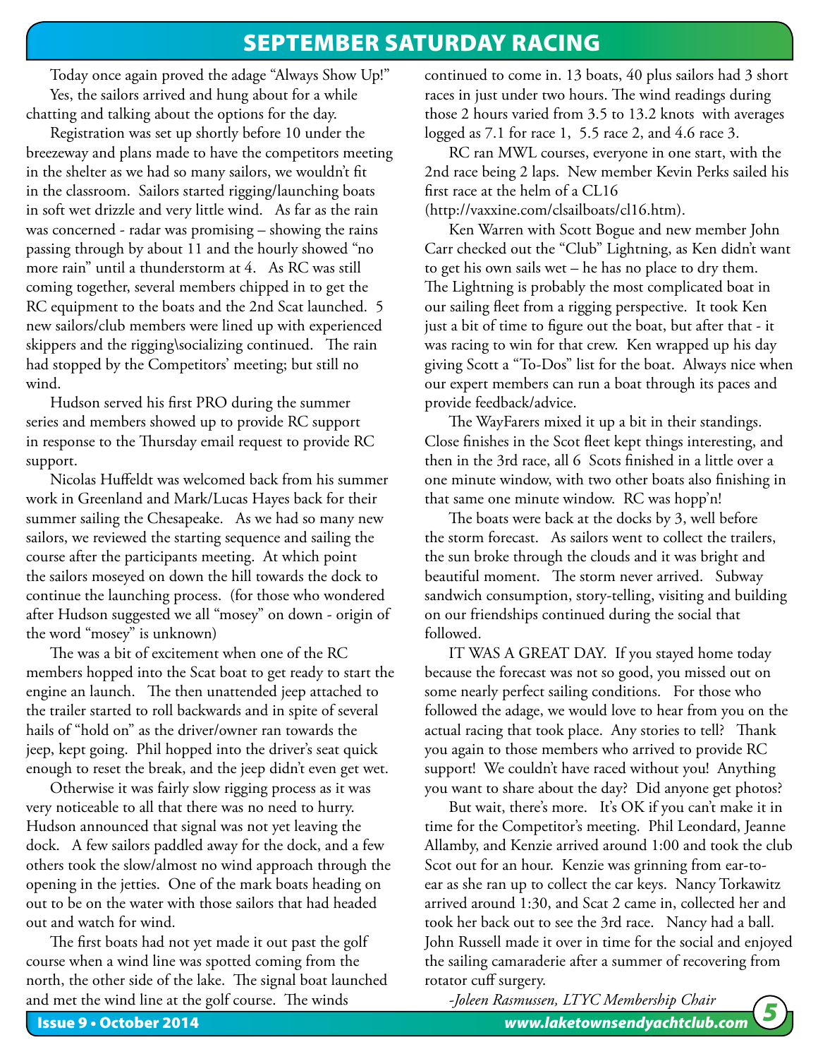# SEPTEMBER SATURDAY RACING

Today once again proved the adage "Always Show Up!" Yes, the sailors arrived and hung about for a while chatting and talking about the options for the day.

Registration was set up shortly before 10 under the breezeway and plans made to have the competitors meeting in the shelter as we had so many sailors, we wouldn't fit in the classroom. Sailors started rigging/launching boats in soft wet drizzle and very little wind. As far as the rain was concerned - radar was promising – showing the rains passing through by about 11 and the hourly showed "no more rain" until a thunderstorm at 4. As RC was still coming together, several members chipped in to get the RC equipment to the boats and the 2nd Scat launched. 5 new sailors/club members were lined up with experienced skippers and the rigging\socializing continued. The rain had stopped by the Competitors' meeting; but still no wind.

Hudson served his first PRO during the summer series and members showed up to provide RC support in response to the Thursday email request to provide RC support.

Nicolas Huffeldt was welcomed back from his summer work in Greenland and Mark/Lucas Hayes back for their summer sailing the Chesapeake. As we had so many new sailors, we reviewed the starting sequence and sailing the course after the participants meeting. At which point the sailors moseyed on down the hill towards the dock to continue the launching process. (for those who wondered after Hudson suggested we all "mosey" on down - origin of the word "mosey" is unknown)

The was a bit of excitement when one of the RC members hopped into the Scat boat to get ready to start the engine an launch. The then unattended jeep attached to the trailer started to roll backwards and in spite of several hails of "hold on" as the driver/owner ran towards the jeep, kept going. Phil hopped into the driver's seat quick enough to reset the break, and the jeep didn't even get wet.

Otherwise it was fairly slow rigging process as it was very noticeable to all that there was no need to hurry. Hudson announced that signal was not yet leaving the dock. A few sailors paddled away for the dock, and a few others took the slow/almost no wind approach through the opening in the jetties. One of the mark boats heading on out to be on the water with those sailors that had headed out and watch for wind.

The first boats had not yet made it out past the golf course when a wind line was spotted coming from the north, the other side of the lake. The signal boat launched and met the wind line at the golf course. The winds continued to come in. 13 boats, 40 plus sailors had 3 short races in just under two hours. The wind readings during those 2 hours varied from 3.5 to 13.2 knots with averages logged as 7.1 for race 1, 5.5 race 2, and 4.6 race 3.

RC ran MWL courses, everyone in one start, with the 2nd race being 2 laps. New member Kevin Perks sailed his first race at the helm of a CL16 (http://vaxxine.com/clsailboats/cl16.htm).

Ken Warren with Scott Bogue and new member John Carr checked out the "Club" Lightning, as Ken didn't want to get his own sails wet – he has no place to dry them. The Lightning is probably the most complicated boat in our sailing fleet from a rigging perspective. It took Ken just a bit of time to figure out the boat, but after that - it was racing to win for that crew. Ken wrapped up his day giving Scott a "To-Dos" list for the boat. Always nice when our expert members can run a boat through its paces and provide feedback/advice.

The WayFarers mixed it up a bit in their standings. Close finishes in the Scot fleet kept things interesting, and then in the 3rd race, all 6 Scots finished in a little over a one minute window, with two other boats also finishing in that same one minute window. RC was hopp'n!

The boats were back at the docks by 3, well before the storm forecast. As sailors went to collect the trailers, the sun broke through the clouds and it was bright and beautiful moment. The storm never arrived. Subway sandwich consumption, story-telling, visiting and building on our friendships continued during the social that followed.

IT WAS A GREAT DAY. If you stayed home today because the forecast was not so good, you missed out on some nearly perfect sailing conditions. For those who followed the adage, we would love to hear from you on the actual racing that took place. Any stories to tell? Thank you again to those members who arrived to provide RC support! We couldn't have raced without you! Anything you want to share about the day? Did anyone get photos?

But wait, there's more. It's OK if you can't make it in time for the Competitor's meeting. Phil Leondard, Jeanne Allamby, and Kenzie arrived around 1:00 and took the club Scot out for an hour. Kenzie was grinning from ear-to-ear as she ran up to collect the car keys. Nancy Torkawitz arrived around 1:30, and Scat 2 came in, collected her and took her back out to see the 3rd race. Nancy had a ball. John Russell made it over in time for the social and enjoyed the sailing camaraderie after a summer of recovering from rotator cuff surgery.

*-Joleen Rasmussen, LTYC Membership Chair*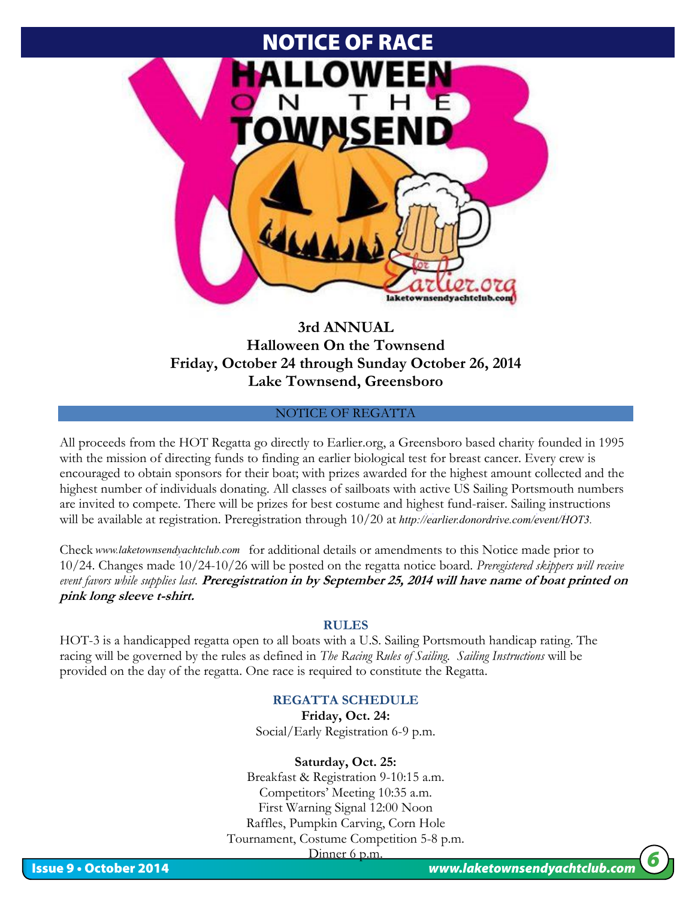# NOTICE OF RACE

**3rd ANNUAL**
**Halloween On the Townsend**
**Friday, October 24 through Sunday October 26, 2014**
**Lake Townsend, Greensboro**

## NOTICE OF REGATTA

All proceeds from the HOT Regatta go directly to Earlier.org, a Greensboro based charity founded in 1995 with the mission of directing funds to finding an earlier biological test for breast cancer. Every crew is encouraged to obtain sponsors for their boat; with prizes awarded for the highest amount collected and the highest number of individuals donating. All classes of sailboats with active US Sailing Portsmouth numbers are invited to compete. There will be prizes for best costume and highest fund-raiser. Sailing instructions will be available at registration. Preregistration through 10/20 at *http://earlier.donordrive.com/event/HOT3.*

Check *www.laketownsendyachtclub.com* for additional details or amendments to this Notice made prior to 10/24. Changes made 10/24-10/26 will be posted on the regatta notice board. *Preregistered skippers will receive event favors while supplies last.* ***Preregistration in by September 25, 2014 will have name of boat printed on pink long sleeve t-shirt.***

### RULES

HOT-3 is a handicapped regatta open to all boats with a U.S. Sailing Portsmouth handicap rating. The racing will be governed by the rules as defined in *The Racing Rules of Sailing*. *Sailing Instructions* will be provided on the day of the regatta. One race is required to constitute the Regatta.

### REGATTA SCHEDULE

**Friday, Oct. 24:**
Social/Early Registration 6-9 p.m.

**Saturday, Oct. 25:**
Breakfast & Registration 9-10:15 a.m.
Competitors' Meeting 10:35 a.m.
First Warning Signal 12:00 Noon
Raffles, Pumpkin Carving, Corn Hole Tournament, Costume Competition 5-8 p.m.
Dinner 6 p.m.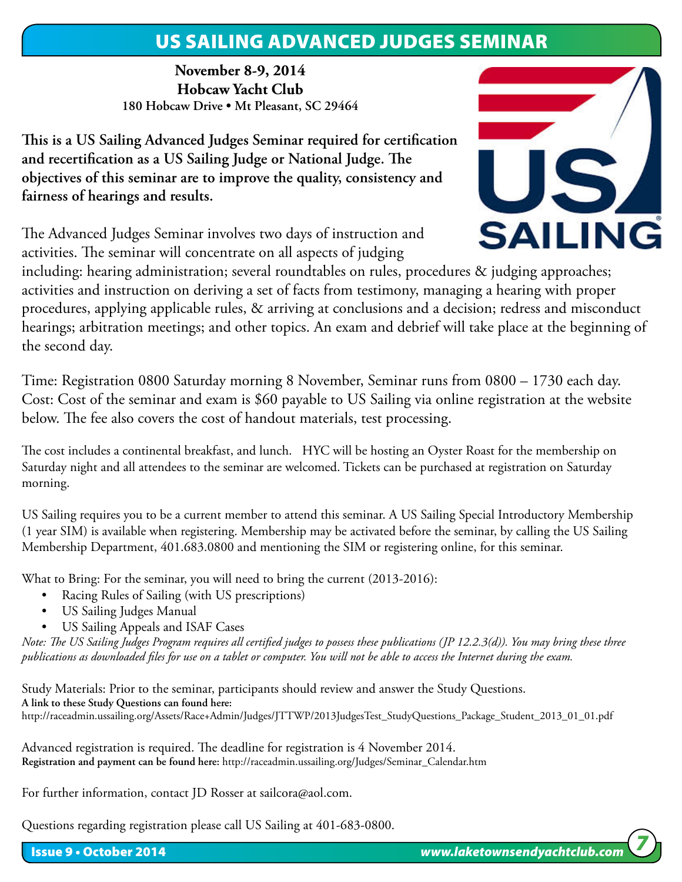# US SAILING ADVANCED JUDGES SEMINAR

**November 8-9, 2014**
**Hobcaw Yacht Club**
**180 Hobcaw Drive • Mt Pleasant, SC 29464**

**This is a US Sailing Advanced Judges Seminar required for certification and recertification as a US Sailing Judge or National Judge. The objectives of this seminar are to improve the quality, consistency and fairness of hearings and results.**

The Advanced Judges Seminar involves two days of instruction and activities. The seminar will concentrate on all aspects of judging including: hearing administration; several roundtables on rules, procedures & judging approaches; activities and instruction on deriving a set of facts from testimony, managing a hearing with proper procedures, applying applicable rules, & arriving at conclusions and a decision; redress and misconduct hearings; arbitration meetings; and other topics. An exam and debrief will take place at the beginning of the second day.

Time: Registration 0800 Saturday morning 8 November, Seminar runs from 0800 – 1730 each day.
Cost: Cost of the seminar and exam is $60 payable to US Sailing via online registration at the website below. The fee also covers the cost of handout materials, test processing.

The cost includes a continental breakfast, and lunch. HYC will be hosting an Oyster Roast for the membership on Saturday night and all attendees to the seminar are welcomed. Tickets can be purchased at registration on Saturday morning.

US Sailing requires you to be a current member to attend this seminar. A US Sailing Special Introductory Membership (1 year SIM) is available when registering. Membership may be activated before the seminar, by calling the US Sailing Membership Department, 401.683.0800 and mentioning the SIM or registering online, for this seminar.

What to Bring: For the seminar, you will need to bring the current (2013-2016):

- Racing Rules of Sailing (with US prescriptions)
- US Sailing Judges Manual
- US Sailing Appeals and ISAF Cases

*Note: The US Sailing Judges Program requires all certified judges to possess these publications (JP 12.2.3(d)). You may bring these three publications as downloaded files for use on a tablet or computer. You will not be able to access the Internet during the exam.*

Study Materials: Prior to the seminar, participants should review and answer the Study Questions.
**A link to these Study Questions can found here:**
http://raceadmin.ussailing.org/Assets/Race+Admin/Judges/JTTWP/2013JudgesTest_StudyQuestions_Package_Student_2013_01_01.pdf

Advanced registration is required. The deadline for registration is 4 November 2014.
**Registration and payment can be found here:** http://raceadmin.ussailing.org/Judges/Seminar_Calendar.htm

For further information, contact JD Rosser at sailcora@aol.com.

Questions regarding registration please call US Sailing at 401-683-0800.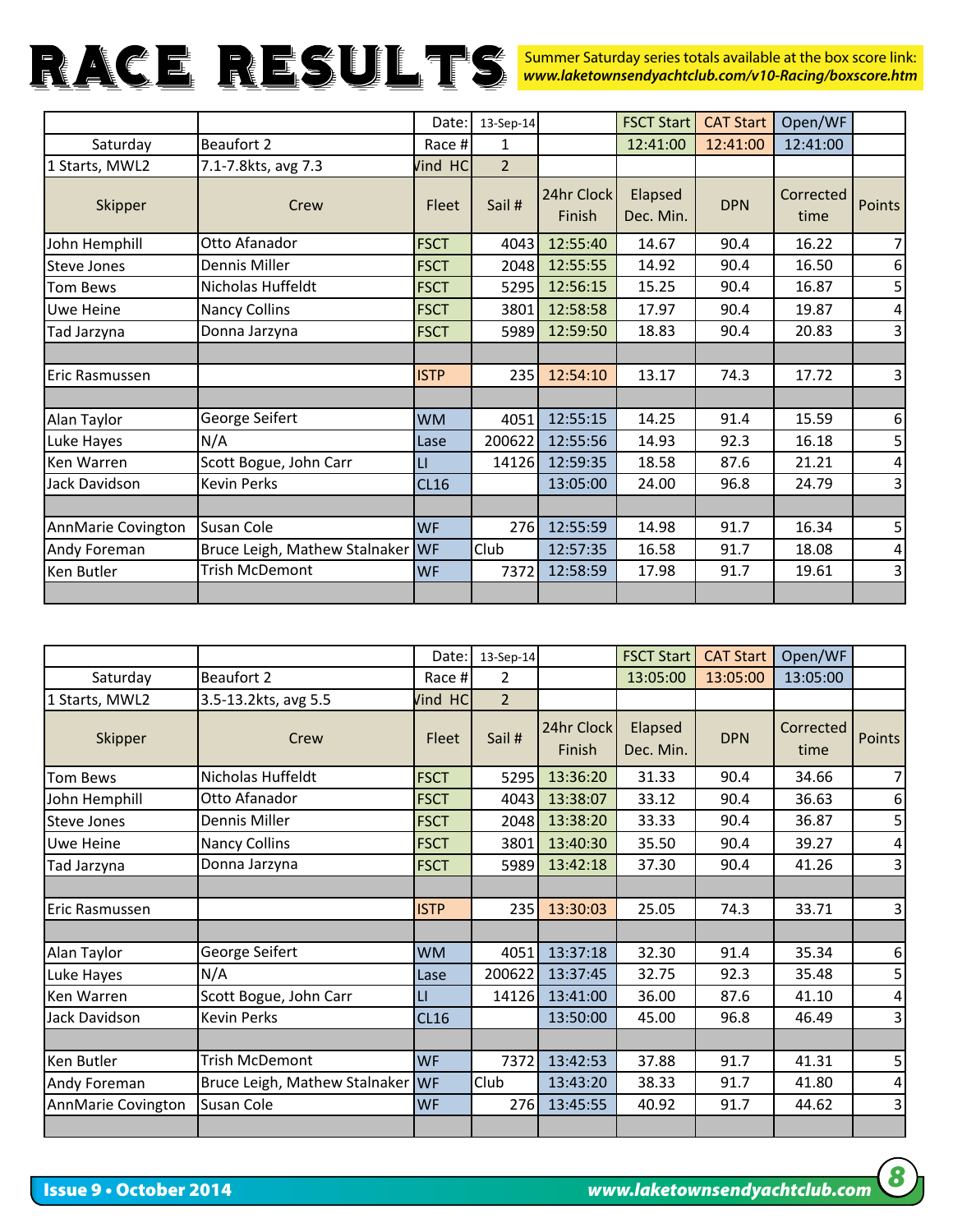# RACE RESULTS

Summer Saturday series totals available at the box score link: *www.laketownsendyachtclub.com/v10-Racing/boxscore.htm*

| | | Date: | 13-Sep-14 | | FSCT Start | CAT Start | Open/WF | |
|---|---|---|---|---|---|---|---|---|
| Saturday | Beaufort 2 | Race # | 1 | | 12:41:00 | 12:41:00 | 12:41:00 | |
| 1 Starts, MWL2 | 7.1-7.8kts, avg 7.3 | Wind HC | 2 | | | | | |
| Skipper | Crew | Fleet | Sail # | 24hr Clock Finish | Elapsed Dec. Min. | DPN | Corrected time | Points |
| John Hemphill | Otto Afanador | FSCT | 4043 | 12:55:40 | 14.67 | 90.4 | 16.22 | 7 |
| Steve Jones | Dennis Miller | FSCT | 2048 | 12:55:55 | 14.92 | 90.4 | 16.50 | 6 |
| Tom Bews | Nicholas Huffeldt | FSCT | 5295 | 12:56:15 | 15.25 | 90.4 | 16.87 | 5 |
| Uwe Heine | Nancy Collins | FSCT | 3801 | 12:58:58 | 17.97 | 90.4 | 19.87 | 4 |
| Tad Jarzyna | Donna Jarzyna | FSCT | 5989 | 12:59:50 | 18.83 | 90.4 | 20.83 | 3 |
| | | | | | | | | |
| Eric Rasmussen | | ISTP | 235 | 12:54:10 | 13.17 | 74.3 | 17.72 | 3 |
| | | | | | | | | |
| Alan Taylor | George Seifert | WM | 4051 | 12:55:15 | 14.25 | 91.4 | 15.59 | 6 |
| Luke Hayes | N/A | Lase | 200622 | 12:55:56 | 14.93 | 92.3 | 16.18 | 5 |
| Ken Warren | Scott Bogue, John Carr | LI | 14126 | 12:59:35 | 18.58 | 87.6 | 21.21 | 4 |
| Jack Davidson | Kevin Perks | CL16 | | 13:05:00 | 24.00 | 96.8 | 24.79 | 3 |
| | | | | | | | | |
| AnnMarie Covington | Susan Cole | WF | 276 | 12:55:59 | 14.98 | 91.7 | 16.34 | 5 |
| Andy Foreman | Bruce Leigh, Mathew Stalnaker | WF | Club | 12:57:35 | 16.58 | 91.7 | 18.08 | 4 |
| Ken Butler | Trish McDemont | WF | 7372 | 12:58:59 | 17.98 | 91.7 | 19.61 | 3 |

| | | Date: | 13-Sep-14 | | FSCT Start | CAT Start | Open/WF | |
|---|---|---|---|---|---|---|---|---|
| Saturday | Beaufort 2 | Race # | 2 | | 13:05:00 | 13:05:00 | 13:05:00 | |
| 1 Starts, MWL2 | 3.5-13.2kts, avg 5.5 | Wind HC | 2 | | | | | |
| Skipper | Crew | Fleet | Sail # | 24hr Clock Finish | Elapsed Dec. Min. | DPN | Corrected time | Points |
| Tom Bews | Nicholas Huffeldt | FSCT | 5295 | 13:36:20 | 31.33 | 90.4 | 34.66 | 7 |
| John Hemphill | Otto Afanador | FSCT | 4043 | 13:38:07 | 33.12 | 90.4 | 36.63 | 6 |
| Steve Jones | Dennis Miller | FSCT | 2048 | 13:38:20 | 33.33 | 90.4 | 36.87 | 5 |
| Uwe Heine | Nancy Collins | FSCT | 3801 | 13:40:30 | 35.50 | 90.4 | 39.27 | 4 |
| Tad Jarzyna | Donna Jarzyna | FSCT | 5989 | 13:42:18 | 37.30 | 90.4 | 41.26 | 3 |
| | | | | | | | | |
| Eric Rasmussen | | ISTP | 235 | 13:30:03 | 25.05 | 74.3 | 33.71 | 3 |
| | | | | | | | | |
| Alan Taylor | George Seifert | WM | 4051 | 13:37:18 | 32.30 | 91.4 | 35.34 | 6 |
| Luke Hayes | N/A | Lase | 200622 | 13:37:45 | 32.75 | 92.3 | 35.48 | 5 |
| Ken Warren | Scott Bogue, John Carr | LI | 14126 | 13:41:00 | 36.00 | 87.6 | 41.10 | 4 |
| Jack Davidson | Kevin Perks | CL16 | | 13:50:00 | 45.00 | 96.8 | 46.49 | 3 |
| | | | | | | | | |
| Ken Butler | Trish McDemont | WF | 7372 | 13:42:53 | 37.88 | 91.7 | 41.31 | 5 |
| Andy Foreman | Bruce Leigh, Mathew Stalnaker | WF | Club | 13:43:20 | 38.33 | 91.7 | 41.80 | 4 |
| AnnMarie Covington | Susan Cole | WF | 276 | 13:45:55 | 40.92 | 91.7 | 44.62 | 3 |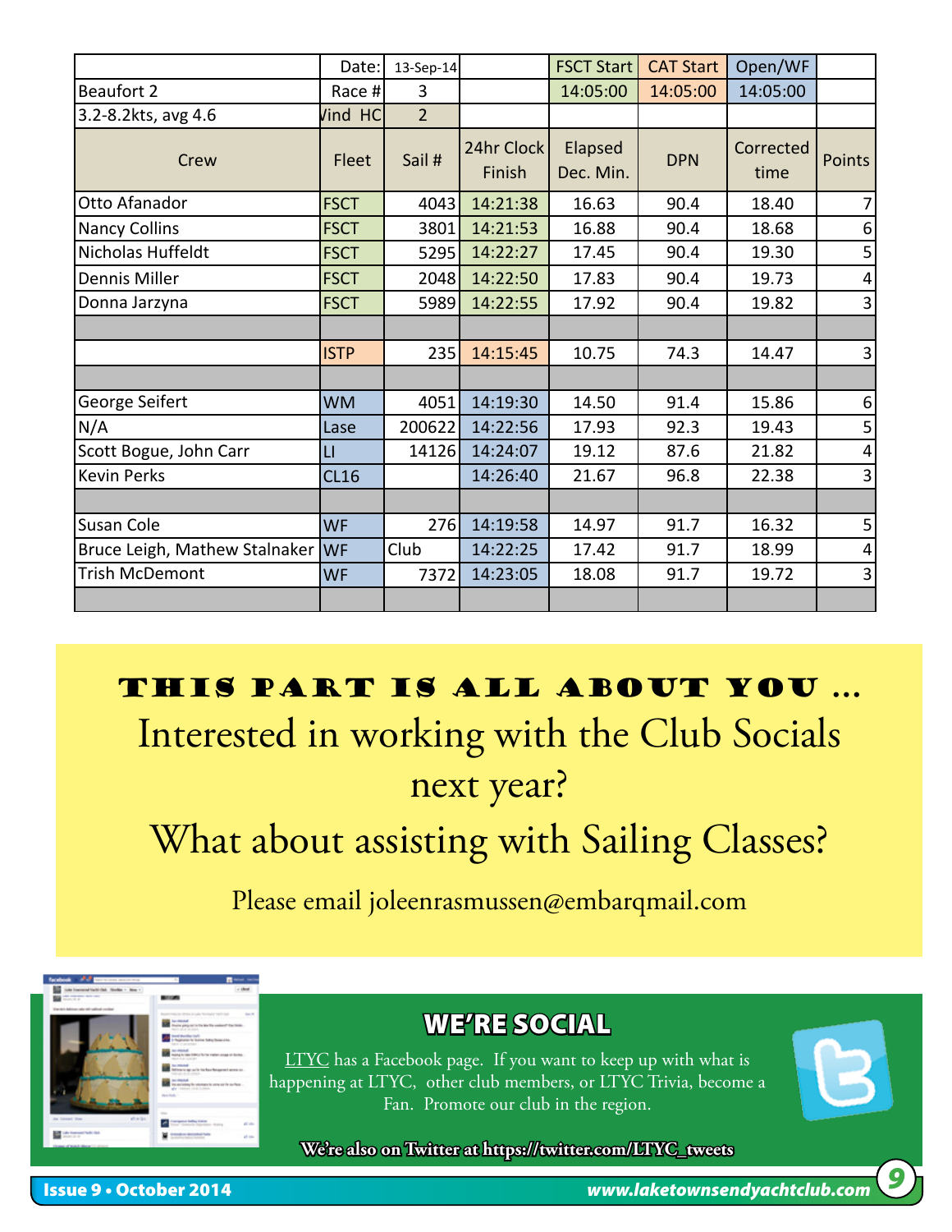| | Date: | 13-Sep-14 | | FSCT Start | CAT Start | Open/WF | |
|---|---|---|---|---|---|---|---|
| Beaufort 2 | Race # | 3 | | 14:05:00 | 14:05:00 | 14:05:00 | |
| 3.2-8.2kts, avg 4.6 | Wind HC | 2 | | | | | |
| Crew | Fleet | Sail # | 24hr Clock Finish | Elapsed Dec. Min. | DPN | Corrected time | Points |
| Otto Afanador | FSCT | 4043 | 14:21:38 | 16.63 | 90.4 | 18.40 | 7 |
| Nancy Collins | FSCT | 3801 | 14:21:53 | 16.88 | 90.4 | 18.68 | 6 |
| Nicholas Huffeldt | FSCT | 5295 | 14:22:27 | 17.45 | 90.4 | 19.30 | 5 |
| Dennis Miller | FSCT | 2048 | 14:22:50 | 17.83 | 90.4 | 19.73 | 4 |
| Donna Jarzyna | FSCT | 5989 | 14:22:55 | 17.92 | 90.4 | 19.82 | 3 |
| | | | | | | | |
| | ISTP | 235 | 14:15:45 | 10.75 | 74.3 | 14.47 | 3 |
| | | | | | | | |
| George Seifert | WM | 4051 | 14:19:30 | 14.50 | 91.4 | 15.86 | 6 |
| N/A | Lase | 200622 | 14:22:56 | 17.93 | 92.3 | 19.43 | 5 |
| Scott Bogue, John Carr | LI | 14126 | 14:24:07 | 19.12 | 87.6 | 21.82 | 4 |
| Kevin Perks | CL16 | | 14:26:40 | 21.67 | 96.8 | 22.38 | 3 |
| | | | | | | | |
| Susan Cole | WF | 276 | 14:19:58 | 14.97 | 91.7 | 16.32 | 5 |
| Bruce Leigh, Mathew Stalnaker | WF | Club | 14:22:25 | 17.42 | 91.7 | 18.99 | 4 |
| Trish McDemont | WF | 7372 | 14:23:05 | 18.08 | 91.7 | 19.72 | 3 |
| | | | | | | | |

## THIS PART IS ALL ABOUT YOU …

Interested in working with the Club Socials next year?

What about assisting with Sailing Classes?

Please email joleenrasmussen@embarqmail.com

## WE'RE SOCIAL

LTYC has a Facebook page. If you want to keep up with what is happening at LTYC, other club members, or LTYC Trivia, become a Fan. Promote our club in the region.

We're also on Twitter at https://twitter.com/LTYC_tweets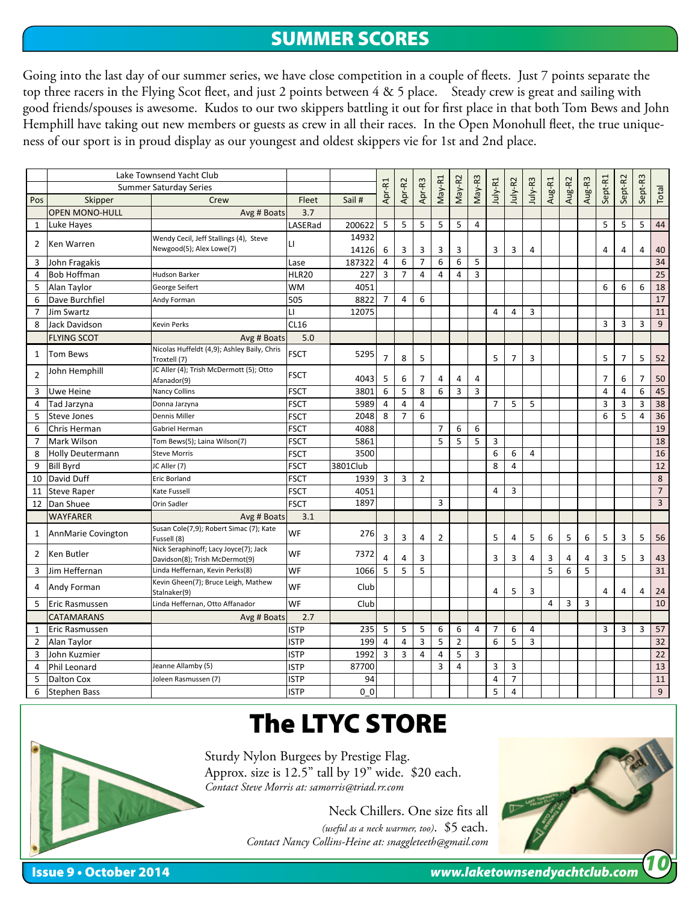# SUMMER SCORES

Going into the last day of our summer series, we have close competition in a couple of fleets. Just 7 points separate the top three racers in the Flying Scot fleet, and just 2 points between 4 & 5 place. Steady crew is great and sailing with good friends/spouses is awesome. Kudos to our two skippers battling it out for first place in that both Tom Bews and John Hemphill have taking out new members or guests as crew in all their races. In the Open Monohull fleet, the true uniqueness of our sport is in proud display as our youngest and oldest skippers vie for 1st and 2nd place.

| | Lake Townsend Yacht Club Summer Saturday Series | | | | | | | | | | | | | | | | | | | | |
|---|---|---|---|---|---|---|---|---|---|---|---|---|---|---|---|---|---|---|---|---|---|
| Pos | Skipper | Crew | Fleet | Sail # | Apr-R1 | Apr-R2 | Apr-R3 | May-R1 | May-R2 | May-R3 | July-R1 | July-R2 | July-R3 | Aug-R1 | Aug-R2 | Aug-R3 | Sept-R1 | Sept-R2 | Sept-R3 | Total |
| | OPEN MONO-HULL | Avg # Boats | 3.7 | | | | | | | | | | | | | | | | | |
| 1 | Luke Hayes | | LASERad | 200622 | 5 | 5 | 5 | 5 | 5 | 4 | | | | | | | 5 | 5 | 5 | 44 |
| 2 | Ken Warren | Wendy Cecil, Jeff Stallings (4), Steve Newgood(5); Alex Lowe(7) | LI | 14932 14126 | 6 | 3 | 3 | 3 | 3 | | 3 | 3 | 4 | | | | 4 | 4 | 4 | 40 |
| 3 | John Fragakis | | Lase | 187322 | 4 | 6 | 7 | 6 | 6 | 5 | | | | | | | | | | 34 |
| 4 | Bob Hoffman | Hudson Barker | HLR20 | 227 | 3 | 7 | 4 | 4 | 4 | 3 | | | | | | | | | | 25 |
| 5 | Alan Taylor | George Seifert | WM | 4051 | | | | | | | | | | | | | 6 | 6 | 6 | 18 |
| 6 | Dave Burchfiel | Andy Forman | 505 | 8822 | 7 | 4 | 6 | | | | | | | | | | | | | 17 |
| 7 | Jim Swartz | | LI | 12075 | | | | | | | 4 | 4 | 3 | | | | | | | 11 |
| 8 | Jack Davidson | Kevin Perks | CL16 | | | | | | | | | | | | | | 3 | 3 | 3 | 9 |
| | FLYING SCOT | Avg # Boats | 5.0 | | | | | | | | | | | | | | | | | |
| 1 | Tom Bews | Nicolas Huffeldt (4,9); Ashley Baily, Chris Troxtell (7) | FSCT | 5295 | 7 | 8 | 5 | | | | 5 | 7 | 3 | | | | 5 | 7 | 5 | 52 |
| 2 | John Hemphill | JC Aller (4); Trish McDermott (5); Otto Afanador(9) | FSCT | 4043 | 5 | 6 | 7 | 4 | 4 | 4 | | | | | | | 7 | 6 | 7 | 50 |
| 3 | Uwe Heine | Nancy Collins | FSCT | 3801 | 6 | 5 | 8 | 6 | 3 | 3 | | | | | | | 4 | 4 | 6 | 45 |
| 4 | Tad Jarzyna | Donna Jarzyna | FSCT | 5989 | 4 | 4 | 4 | | | | 7 | 5 | 5 | | | | 3 | 3 | 3 | 38 |
| 5 | Steve Jones | Dennis Miller | FSCT | 2048 | 8 | 7 | 6 | | | | | | | | | | 6 | 5 | 4 | 36 |
| 6 | Chris Herman | Gabriel Herman | FSCT | 4088 | | | | 7 | 6 | 6 | | | | | | | | | | 19 |
| 7 | Mark Wilson | Tom Bews(5); Laina Wilson(7) | FSCT | 5861 | | | | 5 | 5 | 5 | 3 | | | | | | | | | 18 |
| 8 | Holly Deutermann | Steve Morris | FSCT | 3500 | | | | | | | 6 | 6 | 4 | | | | | | | 16 |
| 9 | Bill Byrd | JC Aller (7) | FSCT | 3801Club | | | | | | | 8 | 4 | | | | | | | | 12 |
| 10 | David Duff | Eric Borland | FSCT | 1939 | 3 | 3 | 2 | | | | | | | | | | | | | 8 |
| 11 | Steve Raper | Kate Fussell | FSCT | 4051 | | | | | | | 4 | 3 | | | | | | | | 7 |
| 12 | Dan Shuee | Orin Sadler | FSCT | 1897 | | | | 3 | | | | | | | | | | | | 3 |
| | WAYFARER | Avg # Boats | 3.1 | | | | | | | | | | | | | | | | | |
| 1 | AnnMarie Covington | Susan Cole(7,9); Robert Simac (7); Kate Fussell (8) | WF | 276 | 3 | 3 | 4 | 2 | | | 5 | 4 | 5 | 6 | 5 | 6 | 5 | 3 | 5 | 56 |
| 2 | Ken Butler | Nick Seraphinoff; Lacy Joyce(7); Jack Davidson(8); Trish McDermot(9) | WF | 7372 | 4 | 4 | 3 | | | | 3 | 3 | 4 | 3 | 4 | 4 | 3 | 5 | 3 | 43 |
| 3 | Jim Heffernan | Linda Heffernan, Kevin Perks(8) | WF | 1066 | 5 | 5 | 5 | | | | | | | 5 | 6 | 5 | | | | 31 |
| 4 | Andy Forman | Kevin Gheen(7); Bruce Leigh, Mathew Stalnaker(9) | WF | Club | | | | | | | 4 | 5 | 3 | | | | 4 | 4 | 4 | 24 |
| 5 | Eric Rasmussen | Linda Heffernan, Otto Affanador | WF | Club | | | | | | | | | | 4 | 3 | 3 | | | | 10 |
| | CATAMARANS | Avg # Boats | 2.7 | | | | | | | | | | | | | | | | | |
| 1 | Eric Rasmussen | | ISTP | 235 | 5 | 5 | 5 | 6 | 6 | 4 | 7 | 6 | 4 | | | | 3 | 3 | 3 | 57 |
| 2 | Alan Taylor | | ISTP | 199 | 4 | 4 | 3 | 5 | 2 | | 6 | 5 | 3 | | | | | | | 32 |
| 3 | John Kuzmier | | ISTP | 1992 | 3 | 3 | 4 | 4 | 5 | 3 | | | | | | | | | | 22 |
| 4 | Phil Leonard | Jeanne Allamby (5) | ISTP | 87700 | | | | 3 | 4 | | 3 | 3 | | | | | | | | 13 |
| 5 | Dalton Cox | Joleen Rasmussen (7) | ISTP | 94 | | | | | | | 4 | 7 | | | | | | | | 11 |
| 6 | Stephen Bass | | ISTP | 0_0 | | | | | | | 5 | 4 | | | | | | | | 9 |

# The LTYC STORE

Sturdy Nylon Burgees by Prestige Flag.
Approx. size is 12.5" tall by 19" wide. $20 each.
*Contact Steve Morris at: samorris@triad.rr.com*

Neck Chillers. One size fits all
*(useful as a neck warmer, too)*. $5 each.
*Contact Nancy Collins-Heine at: snaggleteeth@gmail.com*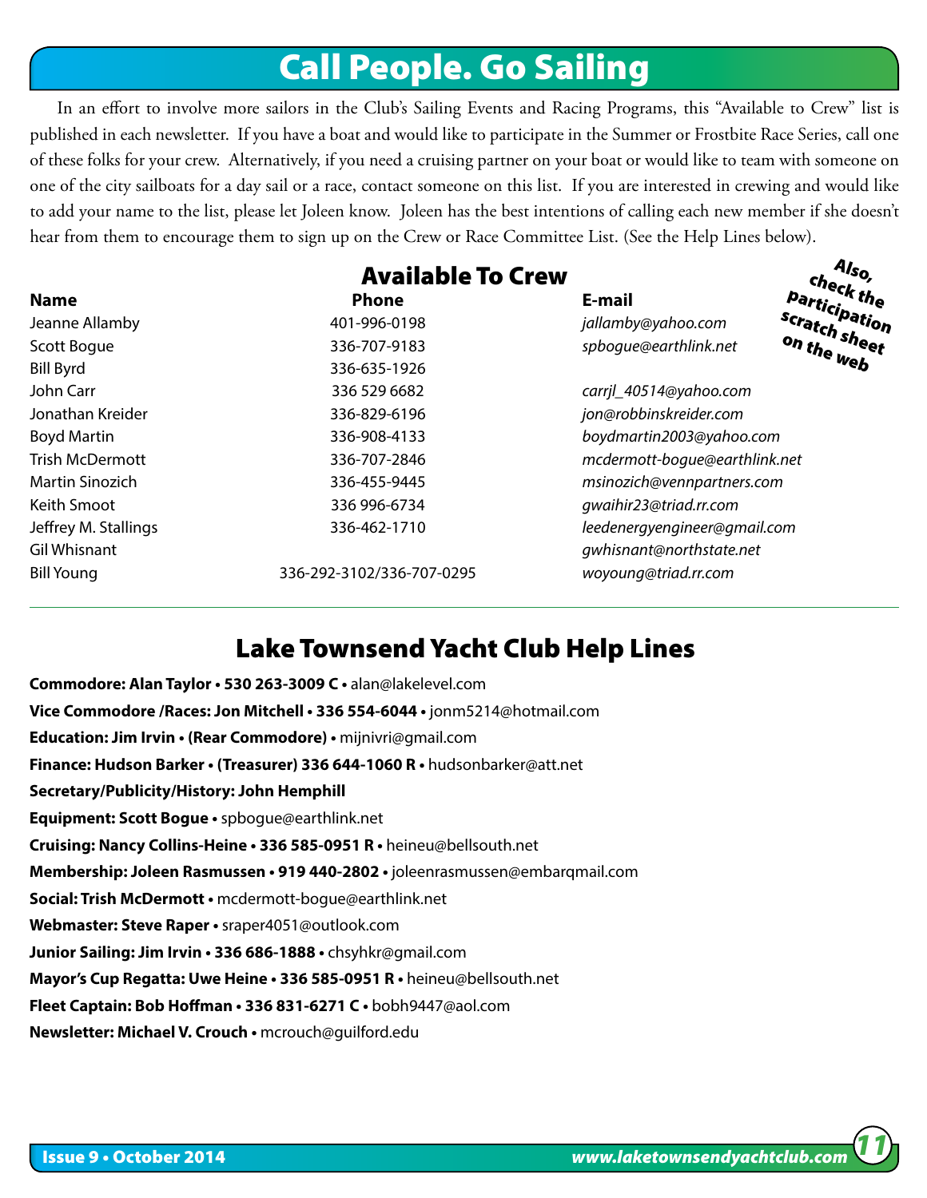# Call People. Go Sailing

In an effort to involve more sailors in the Club's Sailing Events and Racing Programs, this "Available to Crew" list is published in each newsletter. If you have a boat and would like to participate in the Summer or Frostbite Race Series, call one of these folks for your crew. Alternatively, if you need a cruising partner on your boat or would like to team with someone on one of the city sailboats for a day sail or a race, contact someone on this list. If you are interested in crewing and would like to add your name to the list, please let Joleen know. Joleen has the best intentions of calling each new member if she doesn't hear from them to encourage them to sign up on the Crew or Race Committee List. (See the Help Lines below).

## Available To Crew

**Also, check the participation scratch sheet on the web**

| Name | Phone | E-mail |
|---|---|---|
| Jeanne Allamby | 401-996-0198 | *jallamby@yahoo.com* |
| Scott Bogue | 336-707-9183 | *spbogue@earthlink.net* |
| Bill Byrd | 336-635-1926 | |
| John Carr | 336 529 6682 | *carrjl_40514@yahoo.com* |
| Jonathan Kreider | 336-829-6196 | *jon@robbinskreider.com* |
| Boyd Martin | 336-908-4133 | *boydmartin2003@yahoo.com* |
| Trish McDermott | 336-707-2846 | *mcdermott-bogue@earthlink.net* |
| Martin Sinozich | 336-455-9445 | *msinozich@vennpartners.com* |
| Keith Smoot | 336 996-6734 | *gwaihir23@triad.rr.com* |
| Jeffrey M. Stallings | 336-462-1710 | *leedenergyengineer@gmail.com* |
| Gil Whisnant | | *gwhisnant@northstate.net* |
| Bill Young | 336-292-3102/336-707-0295 | *woyoung@triad.rr.com* |

## Lake Townsend Yacht Club Help Lines

**Commodore: Alan Taylor • 530 263-3009 C •** alan@lakelevel.com

**Vice Commodore /Races: Jon Mitchell • 336 554-6044 •** jonm5214@hotmail.com

**Education: Jim Irvin • (Rear Commodore) •** mijnivri@gmail.com

**Finance: Hudson Barker • (Treasurer) 336 644-1060 R •** hudsonbarker@att.net

**Secretary/Publicity/History: John Hemphill**

**Equipment: Scott Bogue •** spbogue@earthlink.net

**Cruising: Nancy Collins-Heine • 336 585-0951 R •** heineu@bellsouth.net

**Membership: Joleen Rasmussen • 919 440-2802 •** joleenrasmussen@embarqmail.com

**Social: Trish McDermott •** mcdermott-bogue@earthlink.net

**Webmaster: Steve Raper •** sraper4051@outlook.com

**Junior Sailing: Jim Irvin • 336 686-1888 •** chsyhkr@gmail.com

**Mayor's Cup Regatta: Uwe Heine • 336 585-0951 R •** heineu@bellsouth.net

**Fleet Captain: Bob Hoffman • 336 831-6271 C •** bobh9447@aol.com

**Newsletter: Michael V. Crouch •** mcrouch@guilford.edu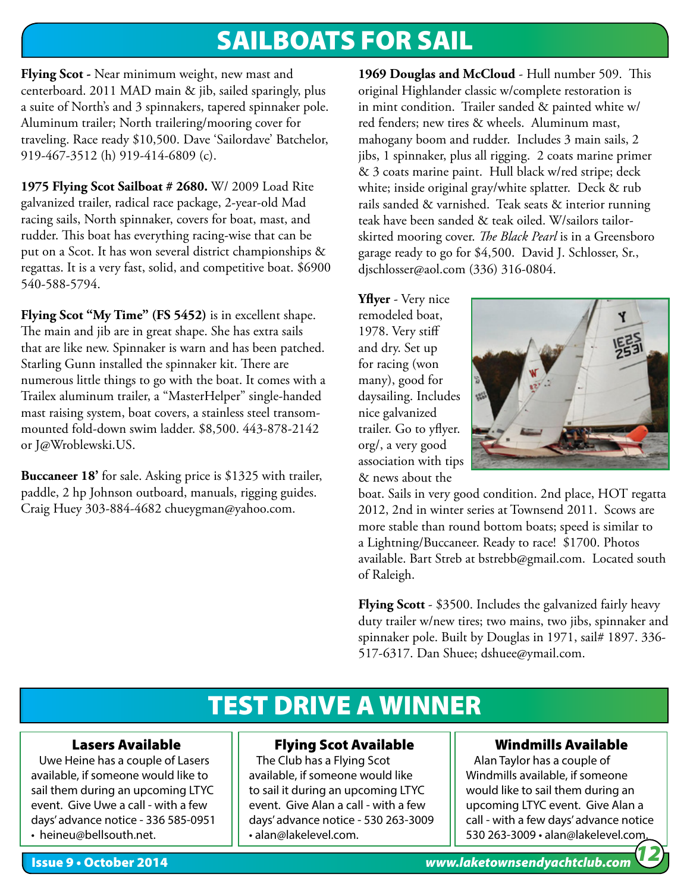# SAILBOATS FOR SAIL

**Flying Scot -** Near minimum weight, new mast and centerboard. 2011 MAD main & jib, sailed sparingly, plus a suite of North's and 3 spinnakers, tapered spinnaker pole. Aluminum trailer; North trailering/mooring cover for traveling. Race ready $10,500. Dave 'Sailordave' Batchelor, 919-467-3512 (h) 919-414-6809 (c).

**1975 Flying Scot Sailboat # 2680.** W/ 2009 Load Rite galvanized trailer, radical race package, 2-year-old Mad racing sails, North spinnaker, covers for boat, mast, and rudder. This boat has everything racing-wise that can be put on a Scot. It has won several district championships & regattas. It is a very fast, solid, and competitive boat. $6900 540-588-5794.

**Flying Scot "My Time" (FS 5452)** is in excellent shape. The main and jib are in great shape. She has extra sails that are like new. Spinnaker is warn and has been patched. Starling Gunn installed the spinnaker kit. There are numerous little things to go with the boat. It comes with a Trailex aluminum trailer, a "MasterHelper" single-handed mast raising system, boat covers, a stainless steel transom-mounted fold-down swim ladder. $8,500. 443-878-2142 or J@Wroblewski.US.

**Buccaneer 18'** for sale. Asking price is $1325 with trailer, paddle, 2 hp Johnson outboard, manuals, rigging guides. Craig Huey 303-884-4682 chueygman@yahoo.com.

**1969 Douglas and McCloud** - Hull number 509. This original Highlander classic w/complete restoration is in mint condition. Trailer sanded & painted white w/ red fenders; new tires & wheels. Aluminum mast, mahogany boom and rudder. Includes 3 main sails, 2 jibs, 1 spinnaker, plus all rigging. 2 coats marine primer & 3 coats marine paint. Hull black w/red stripe; deck white; inside original gray/white splatter. Deck & rub rails sanded & varnished. Teak seats & interior running teak have been sanded & teak oiled. W/sailors tailor-skirted mooring cover. *The Black Pearl* is in a Greensboro garage ready to go for $4,500. David J. Schlosser, Sr., djschlosser@aol.com (336) 316-0804.

**Yflyer** - Very nice remodeled boat, 1978. Very stiff and dry. Set up for racing (won many), good for daysailing. Includes nice galvanized trailer. Go to yflyer.org/, a very good association with tips & news about the boat. Sails in very good condition. 2nd place, HOT regatta 2012, 2nd in winter series at Townsend 2011. Scows are more stable than round bottom boats; speed is similar to a Lightning/Buccaneer. Ready to race! $1700. Photos available. Bart Streb at bstrebb@gmail.com. Located south of Raleigh.

**Flying Scott** - $3500. Includes the galvanized fairly heavy duty trailer w/new tires; two mains, two jibs, spinnaker and spinnaker pole. Built by Douglas in 1971, sail# 1897. 336-517-6317. Dan Shuee; dshuee@ymail.com.

# TEST DRIVE A WINNER

### Lasers Available

Uwe Heine has a couple of Lasers available, if someone would like to sail them during an upcoming LTYC event. Give Uwe a call - with a few days' advance notice - 336 585-0951 • heineu@bellsouth.net.

### Flying Scot Available

The Club has a Flying Scot available, if someone would like to sail it during an upcoming LTYC event. Give Alan a call - with a few days' advance notice - 530 263-3009 • alan@lakelevel.com.

### Windmills Available

Alan Taylor has a couple of Windmills available, if someone would like to sail them during an upcoming LTYC event. Give Alan a call - with a few days' advance notice 530 263-3009 • alan@lakelevel.com.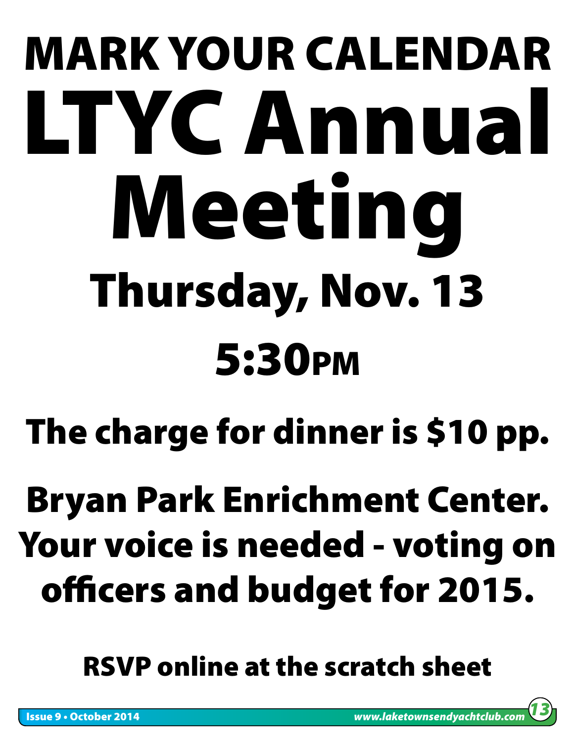# MARK YOUR CALENDAR

# LTYC Annual Meeting

## Thursday, Nov. 13

## 5:30PM

**The charge for dinner is $10 pp.**

**Bryan Park Enrichment Center.**
**Your voice is needed - voting on officers and budget for 2015.**

**RSVP online at the scratch sheet**